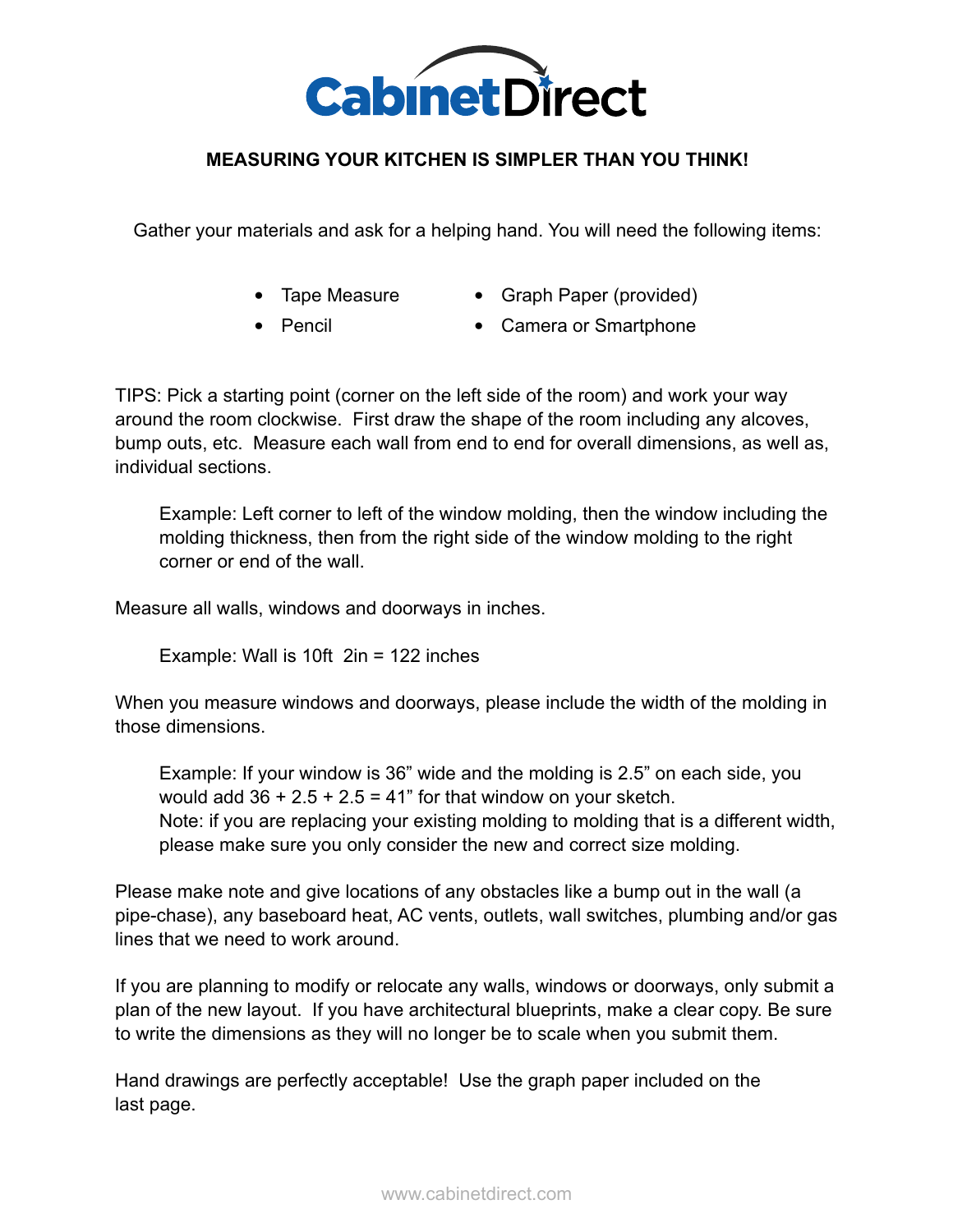# CabinetDirect

## MEASURING YOUR KITCHEN IS SIMPLER THAN YOU THINK!

Gather your materials and ask for a helping hand. You will need the following items:

- Tape Measure
- Pencil
- Graph Paper (provided)
- Camera or Smartphone

TIPS: Pick a starting point (corner on the left side of the room) and work your way around the room clockwise. First draw the shape of the room including any alcoves, bump outs, etc. Measure each wall from end to end for overall dimensions, as well as, individual sections.

> Example: Left corner to left of the window molding, then the window including the molding thickness, then from the right side of the window molding to the right corner or end of the wall.

Measure all walls, windows and doorways in inches.

> Example: Wall is 10ft 2in = 122 inches

When you measure windows and doorways, please include the width of the molding in those dimensions.

> Example: If your window is 36" wide and the molding is 2.5" on each side, you would add 36 + 2.5 + 2.5 = 41" for that window on your sketch.
> Note: if you are replacing your existing molding to molding that is a different width, please make sure you only consider the new and correct size molding.

Please make note and give locations of any obstacles like a bump out in the wall (a pipe-chase), any baseboard heat, AC vents, outlets, wall switches, plumbing and/or gas lines that we need to work around.

If you are planning to modify or relocate any walls, windows or doorways, only submit a plan of the new layout. If you have architectural blueprints, make a clear copy. Be sure to write the dimensions as they will no longer be to scale when you submit them.

Hand drawings are perfectly acceptable! Use the graph paper included on the last page.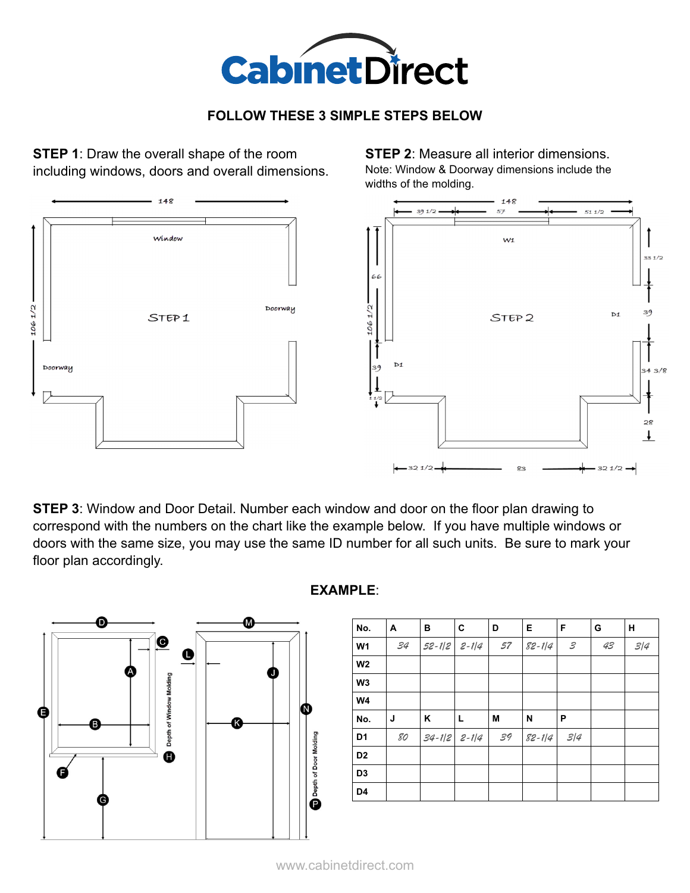# CabinetDirect

**FOLLOW THESE 3 SIMPLE STEPS BELOW**

**STEP 1**: Draw the overall shape of the room including windows, doors and overall dimensions.

**STEP 2**: Measure all interior dimensions.
Note: Window & Doorway dimensions include the widths of the molding.

**STEP 3**: Window and Door Detail. Number each window and door on the floor plan drawing to correspond with the numbers on the chart like the example below. If you have multiple windows or doors with the same size, you may use the same ID number for all such units. Be sure to mark your floor plan accordingly.

**EXAMPLE**:

| No. | A | B | C | D | E | F | G | H |
|---|---|---|---|---|---|---|---|---|
| W1 | 34 | 52-1/2 | 2-1/4 | 57 | 82-1/4 | 3 | 43 | 3/4 |
| W2 | | | | | | | | |
| W3 | | | | | | | | |
| W4 | | | | | | | | |
| **No.** | **J** | **K** | **L** | **M** | **N** | **P** | | |
| D1 | 80 | 34-1/2 | 2-1/4 | 39 | 82-1/4 | 3/4 | | |
| D2 | | | | | | | | |
| D3 | | | | | | | | |
| D4 | | | | | | | | |

www.cabinetdirect.com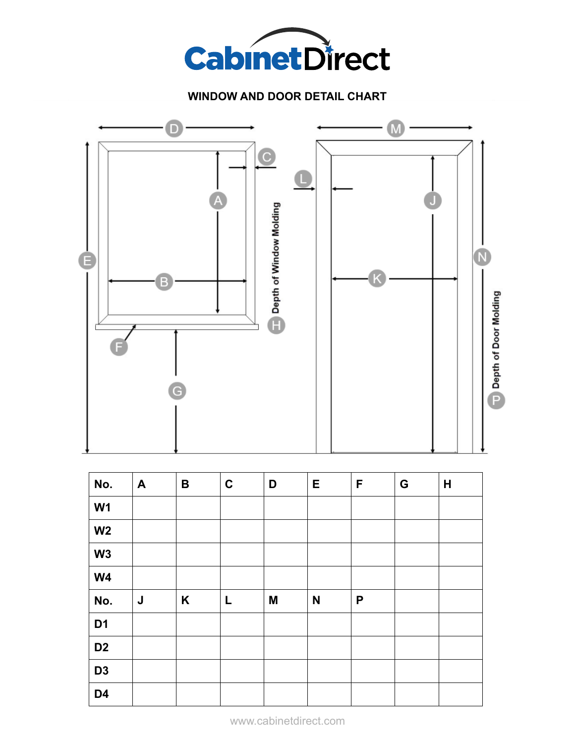CabinetDirect

## WINDOW AND DOOR DETAIL CHART

| No. | A | B | C | D | E | F | G | H |
|---|---|---|---|---|---|---|---|---|
| W1 | | | | | | | | |
| W2 | | | | | | | | |
| W3 | | | | | | | | |
| W4 | | | | | | | | |
| **No.** | **J** | **K** | **L** | **M** | **N** | **P** | | |
| D1 | | | | | | | | |
| D2 | | | | | | | | |
| D3 | | | | | | | | |
| D4 | | | | | | | | |

www.cabinetdirect.com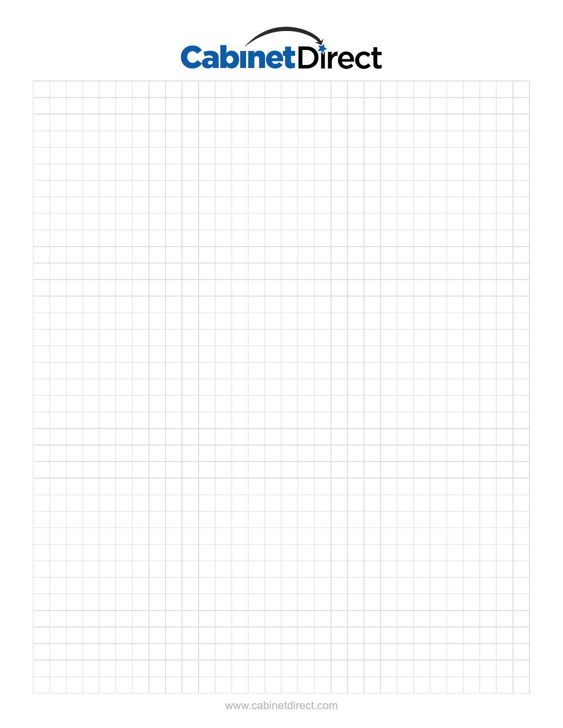CabinetDirect

www.cabinetdirect.com